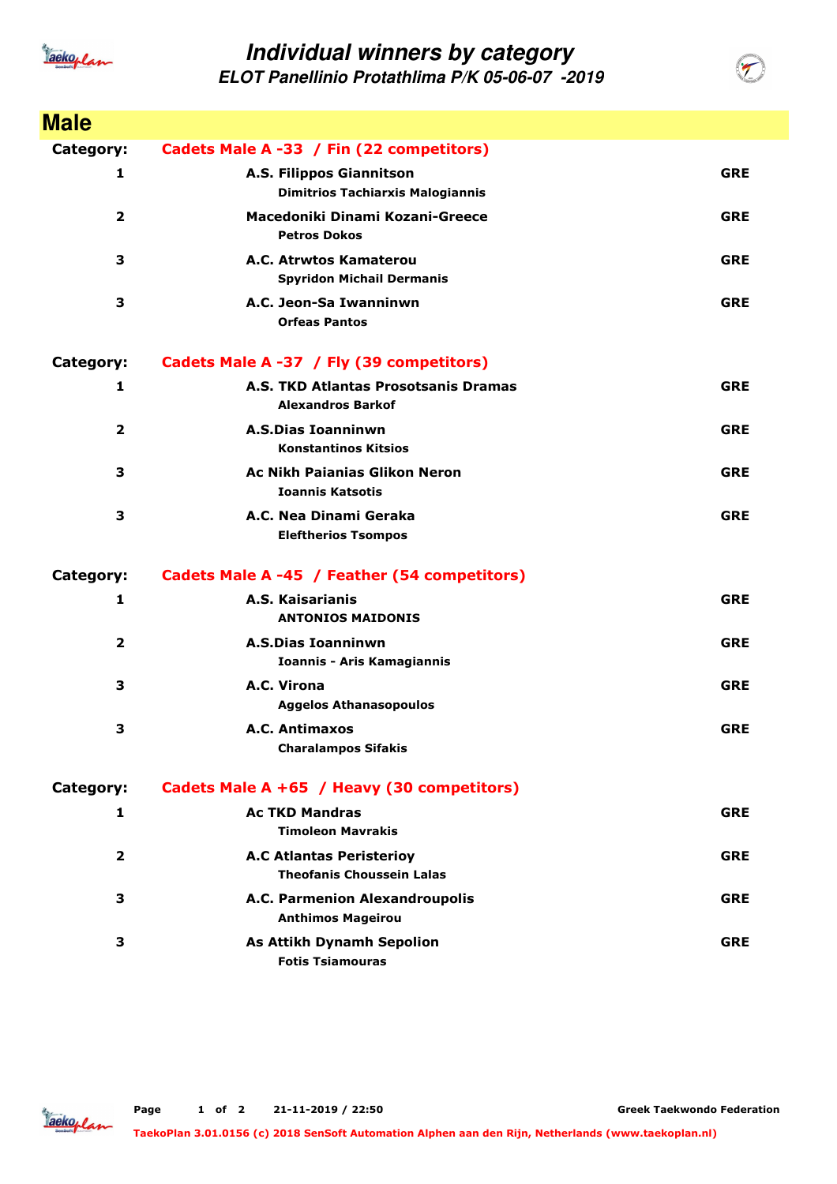# Individual winners by category

## ELOT Panellinio Protathlima P/K 05-06-07 -2019

## Male

### Category: Cadets Male A -33 / Fin (22 competitors)

| Place | Club / Name | Country |
|---|---|---|
| 1 | **A.S. Filippos Giannitson**<br>Dimitrios Tachiarxis Malogiannis | GRE |
| 2 | **Macedoniki Dinami Kozani-Greece**<br>Petros Dokos | GRE |
| 3 | **A.C. Atrwtos Kamaterou**<br>Spyridon Michail Dermanis | GRE |
| 3 | **A.C. Jeon-Sa Iwanninwn**<br>Orfeas Pantos | GRE |

### Category: Cadets Male A -37 / Fly (39 competitors)

| Place | Club / Name | Country |
|---|---|---|
| 1 | **A.S. TKD Atlantas Prosotsanis Dramas**<br>Alexandros Barkof | GRE |
| 2 | **A.S.Dias Ioanninwn**<br>Konstantinos Kitsios | GRE |
| 3 | **Ac Nikh Paianias Glikon Neron**<br>Ioannis Katsotis | GRE |
| 3 | **A.C. Nea Dinami Geraka**<br>Eleftherios Tsompos | GRE |

### Category: Cadets Male A -45 / Feather (54 competitors)

| Place | Club / Name | Country |
|---|---|---|
| 1 | **A.S. Kaisarianis**<br>ANTONIOS MAIDONIS | GRE |
| 2 | **A.S.Dias Ioanninwn**<br>Ioannis - Aris Kamagiannis | GRE |
| 3 | **A.C. Virona**<br>Aggelos Athanasopoulos | GRE |
| 3 | **A.C. Antimaxos**<br>Charalampos Sifakis | GRE |

### Category: Cadets Male A +65 / Heavy (30 competitors)

| Place | Club / Name | Country |
|---|---|---|
| 1 | **Ac TKD Mandras**<br>Timoleon Mavrakis | GRE |
| 2 | **A.C Atlantas Peristerioy**<br>Theofanis Choussein Lalas | GRE |
| 3 | **A.C. Parmenion Alexandroupolis**<br>Anthimos Mageirou | GRE |
| 3 | **As Attikh Dynamh Sepolion**<br>Fotis Tsiamouras | GRE |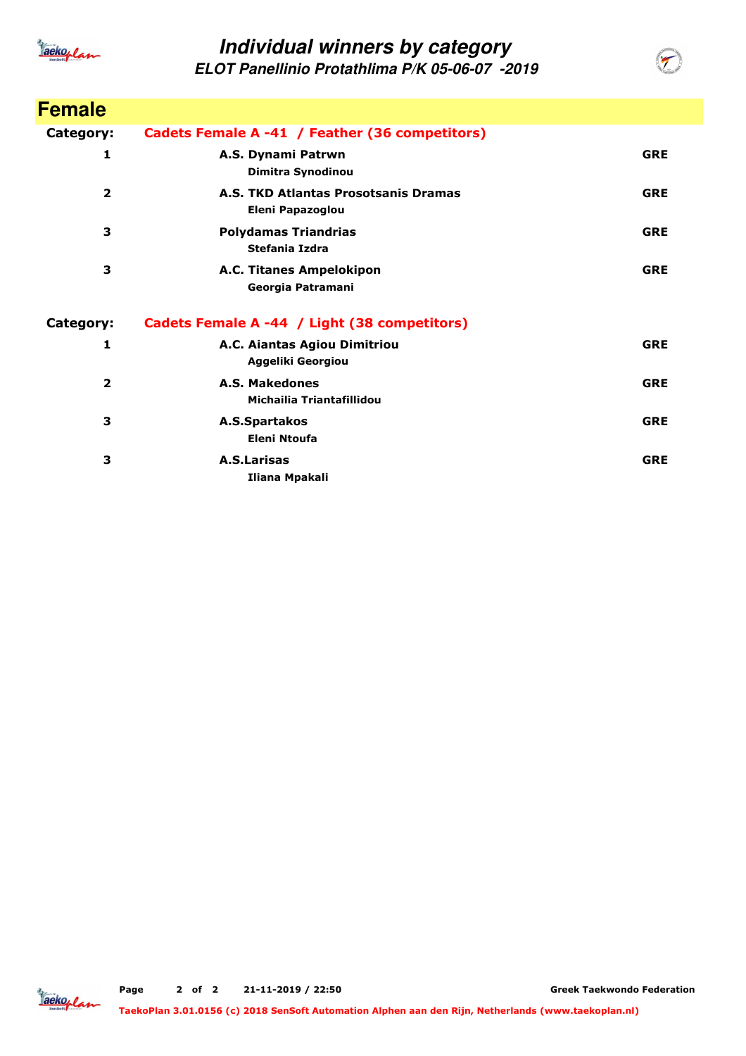# Individual winners by category

## ELOT Panellinio Protathlima P/K 05-06-07 -2019

## Female

**Category:** Cadets Female A -41 / Feather (36 competitors)

| | | |
|---|---|---|
| 1 | **A.S. Dynami Patrwn**<br>Dimitra Synodinou | GRE |
| 2 | **A.S. TKD Atlantas Prosotsanis Dramas**<br>Eleni Papazoglou | GRE |
| 3 | **Polydamas Triandrias**<br>Stefania Izdra | GRE |
| 3 | **A.C. Titanes Ampelokipon**<br>Georgia Patramani | GRE |

**Category:** Cadets Female A -44 / Light (38 competitors)

| | | |
|---|---|---|
| 1 | **A.C. Aiantas Agiou Dimitriou**<br>Aggeliki Georgiou | GRE |
| 2 | **A.S. Makedones**<br>Michailia Triantafillidou | GRE |
| 3 | **A.S.Spartakos**<br>Eleni Ntoufa | GRE |
| 3 | **A.S.Larisas**<br>Iliana Mpakali | GRE |